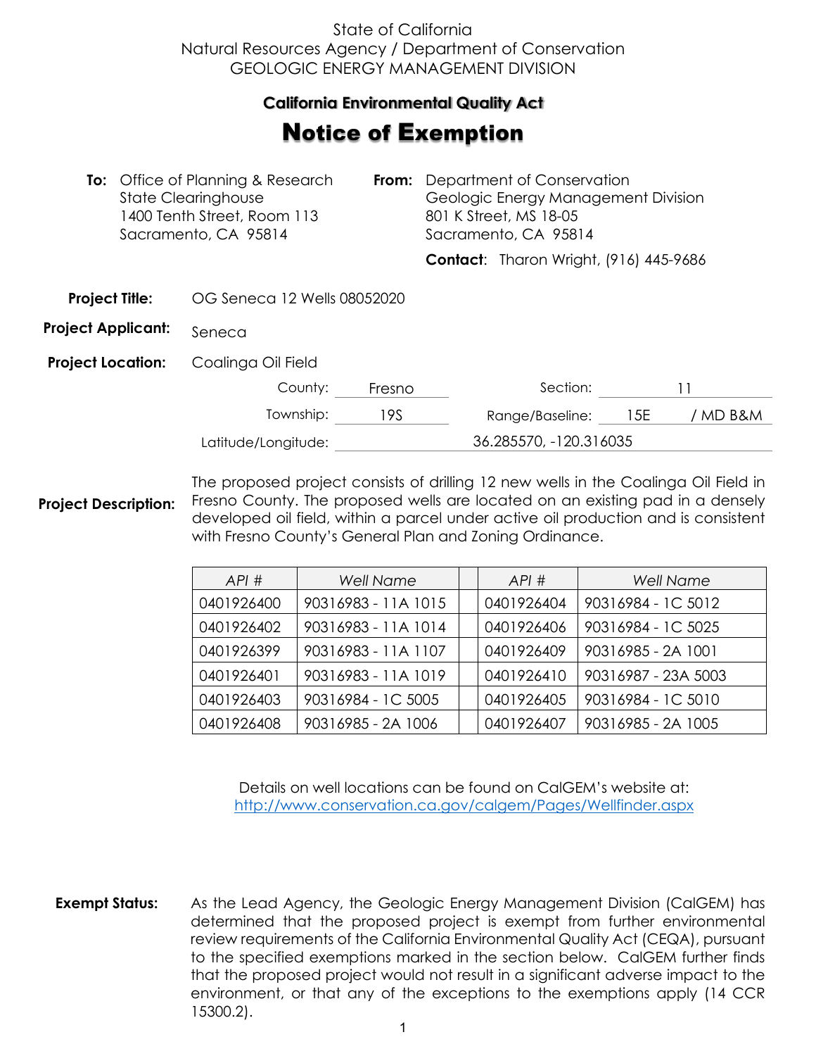State of California
Natural Resources Agency / Department of Conservation
GEOLOGIC ENERGY MANAGEMENT DIVISION

**California Environmental Quality Act**

# Notice of Exemption

**To:** Office of Planning & Research
State Clearinghouse
1400 Tenth Street, Room 113
Sacramento, CA 95814

**From:** Department of Conservation
Geologic Energy Management Division
801 K Street, MS 18-05
Sacramento, CA 95814

**Contact**: Tharon Wright, (916) 445-9686

**Project Title:** OG Seneca 12 Wells 08052020

**Project Applicant:** Seneca

**Project Location:** Coalinga Oil Field

County: Fresno
Section: 11
Township: 19S
Range/Baseline: 15E / MD B&M
Latitude/Longitude: 36.285570, -120.316035

**Project Description:** The proposed project consists of drilling 12 new wells in the Coalinga Oil Field in Fresno County. The proposed wells are located on an existing pad in a densely developed oil field, within a parcel under active oil production and is consistent with Fresno County's General Plan and Zoning Ordinance.

| *API #* | *Well Name* | *API #* | *Well Name* |
|---|---|---|---|
| 0401926400 | 90316983 - 11A 1015 | 0401926404 | 90316984 - 1C 5012 |
| 0401926402 | 90316983 - 11A 1014 | 0401926406 | 90316984 - 1C 5025 |
| 0401926399 | 90316983 - 11A 1107 | 0401926409 | 90316985 - 2A 1001 |
| 0401926401 | 90316983 - 11A 1019 | 0401926410 | 90316987 - 23A 5003 |
| 0401926403 | 90316984 - 1C 5005 | 0401926405 | 90316984 - 1C 5010 |
| 0401926408 | 90316985 - 2A 1006 | 0401926407 | 90316985 - 2A 1005 |

Details on well locations can be found on CalGEM's website at:
http://www.conservation.ca.gov/calgem/Pages/Wellfinder.aspx

**Exempt Status:** As the Lead Agency, the Geologic Energy Management Division (CalGEM) has determined that the proposed project is exempt from further environmental review requirements of the California Environmental Quality Act (CEQA), pursuant to the specified exemptions marked in the section below. CalGEM further finds that the proposed project would not result in a significant adverse impact to the environment, or that any of the exceptions to the exemptions apply (14 CCR 15300.2).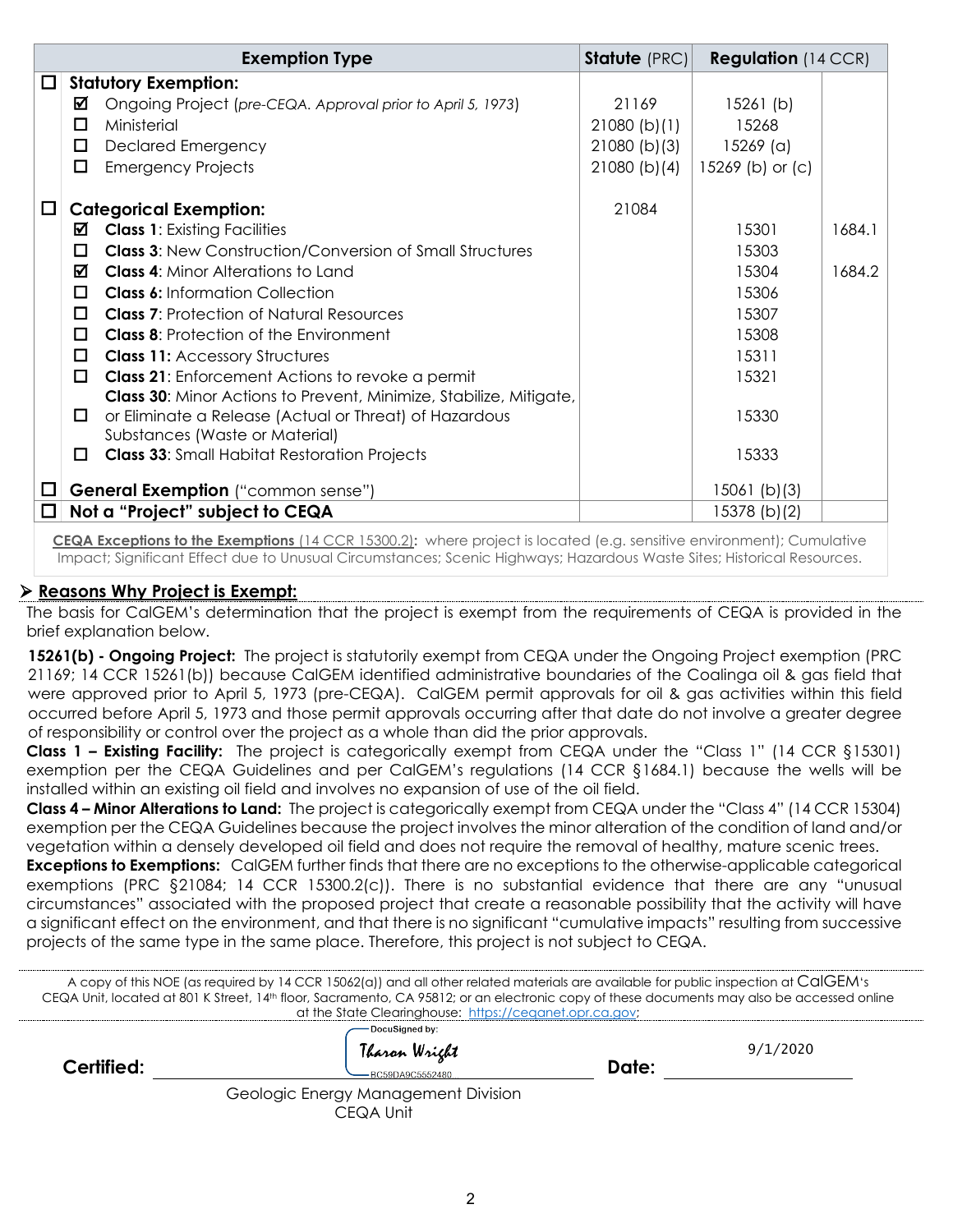| | Exemption Type | Statute (PRC) | Regulation (14 CCR) | |
|---|---|---|---|---|
| ☐ | **Statutory Exemption:** | | | |
| | ☑ Ongoing Project (*pre-CEQA. Approval prior to April 5, 1973*) | 21169 | 15261 (b) | |
| | ☐ Ministerial | 21080 (b)(1) | 15268 | |
| | ☐ Declared Emergency | 21080 (b)(3) | 15269 (a) | |
| | ☐ Emergency Projects | 21080 (b)(4) | 15269 (b) or (c) | |
| ☐ | **Categorical Exemption:** | 21084 | | |
| | ☑ **Class 1**: Existing Facilities | | 15301 | 1684.1 |
| | ☐ **Class 3**: New Construction/Conversion of Small Structures | | 15303 | |
| | ☑ **Class 4**: Minor Alterations to Land | | 15304 | 1684.2 |
| | ☐ **Class 6:** Information Collection | | 15306 | |
| | ☐ **Class 7**: Protection of Natural Resources | | 15307 | |
| | ☐ **Class 8**: Protection of the Environment | | 15308 | |
| | ☐ **Class 11:** Accessory Structures | | 15311 | |
| | ☐ **Class 21**: Enforcement Actions to revoke a permit | | 15321 | |
| | ☐ **Class 30**: Minor Actions to Prevent, Minimize, Stabilize, Mitigate, or Eliminate a Release (Actual or Threat) of Hazardous Substances (Waste or Material) | | 15330 | |
| | ☐ **Class 33**: Small Habitat Restoration Projects | | 15333 | |
| ☐ | **General Exemption** ("common sense") | | 15061 (b)(3) | |
| ☐ | **Not a "Project" subject to CEQA** | | 15378 (b)(2) | |

**CEQA Exceptions to the Exemptions** (14 CCR 15300.2)**:** where project is located (e.g. sensitive environment); Cumulative Impact; Significant Effect due to Unusual Circumstances; Scenic Highways; Hazardous Waste Sites; Historical Resources.

## ➢ Reasons Why Project is Exempt:

The basis for CalGEM's determination that the project is exempt from the requirements of CEQA is provided in the brief explanation below.

**15261(b) - Ongoing Project:** The project is statutorily exempt from CEQA under the Ongoing Project exemption (PRC 21169; 14 CCR 15261(b)) because CalGEM identified administrative boundaries of the Coalinga oil & gas field that were approved prior to April 5, 1973 (pre-CEQA). CalGEM permit approvals for oil & gas activities within this field occurred before April 5, 1973 and those permit approvals occurring after that date do not involve a greater degree of responsibility or control over the project as a whole than did the prior approvals.

**Class 1 – Existing Facility:** The project is categorically exempt from CEQA under the "Class 1" (14 CCR §15301) exemption per the CEQA Guidelines and per CalGEM's regulations (14 CCR §1684.1) because the wells will be installed within an existing oil field and involves no expansion of use of the oil field.

**Class 4 – Minor Alterations to Land:** The project is categorically exempt from CEQA under the "Class 4" (14 CCR 15304) exemption per the CEQA Guidelines because the project involves the minor alteration of the condition of land and/or vegetation within a densely developed oil field and does not require the removal of healthy, mature scenic trees.

**Exceptions to Exemptions:** CalGEM further finds that there are no exceptions to the otherwise-applicable categorical exemptions (PRC §21084; 14 CCR 15300.2(c)). There is no substantial evidence that there are any "unusual circumstances" associated with the proposed project that create a reasonable possibility that the activity will have a significant effect on the environment, and that there is no significant "cumulative impacts" resulting from successive projects of the same type in the same place. Therefore, this project is not subject to CEQA.

A copy of this NOE (as required by 14 CCR 15062(a)) and all other related materials are available for public inspection at CalGEM's CEQA Unit, located at 801 K Street, 14th floor, Sacramento, CA 95812; or an electronic copy of these documents may also be accessed online at the State Clearinghouse: https://ceqanet.opr.ca.gov;

DocuSigned by:

**Certified:** Tharon Wright BC59DA9C5552480 **Date:** 9/1/2020

Geologic Energy Management Division
CEQA Unit